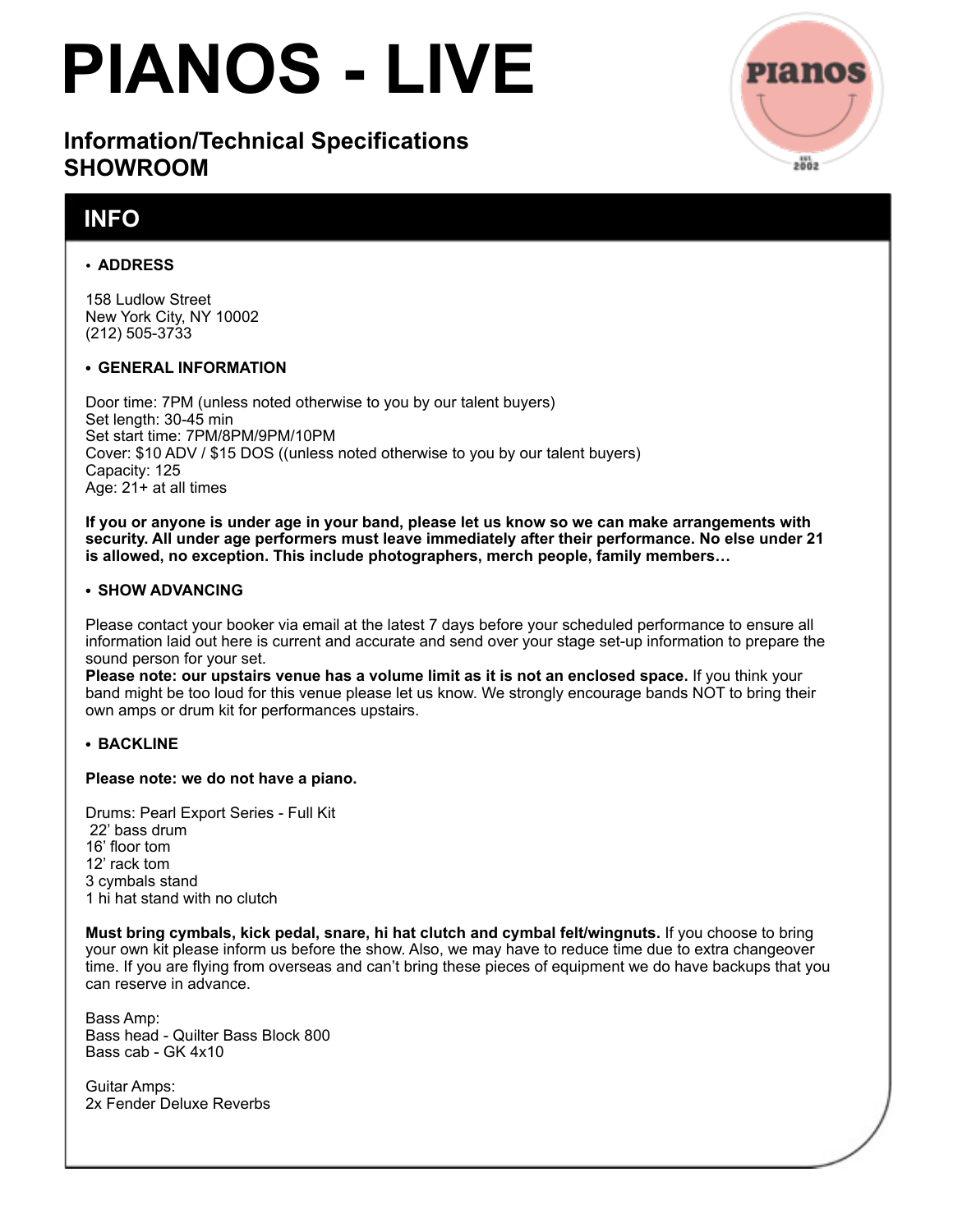# PIANOS - LIVE

### Information/Technical Specifications
### SHOWROOM

## INFO

- **ADDRESS**

158 Ludlow Street
New York City, NY 10002
(212) 505-3733

- **GENERAL INFORMATION**

Door time: 7PM (unless noted otherwise to you by our talent buyers)
Set length: 30-45 min
Set start time: 7PM/8PM/9PM/10PM
Cover: $10 ADV / $15 DOS ((unless noted otherwise to you by our talent buyers)
Capacity: 125
Age: 21+ at all times

**If you or anyone is under age in your band, please let us know so we can make arrangements with security. All under age performers must leave immediately after their performance. No else under 21 is allowed, no exception. This include photographers, merch people, family members…**

- **SHOW ADVANCING**

Please contact your booker via email at the latest 7 days before your scheduled performance to ensure all information laid out here is current and accurate and send over your stage set-up information to prepare the sound person for your set.
**Please note: our upstairs venue has a volume limit as it is not an enclosed space.** If you think your band might be too loud for this venue please let us know. We strongly encourage bands NOT to bring their own amps or drum kit for performances upstairs.

- **BACKLINE**

**Please note: we do not have a piano.**

Drums: Pearl Export Series - Full Kit
22' bass drum
16' floor tom
12' rack tom
3 cymbals stand
1 hi hat stand with no clutch

**Must bring cymbals, kick pedal, snare, hi hat clutch and cymbal felt/wingnuts.** If you choose to bring your own kit please inform us before the show. Also, we may have to reduce time due to extra changeover time. If you are flying from overseas and can't bring these pieces of equipment we do have backups that you can reserve in advance.

Bass Amp:
Bass head - Quilter Bass Block 800
Bass cab - GK 4x10

Guitar Amps:
2x Fender Deluxe Reverbs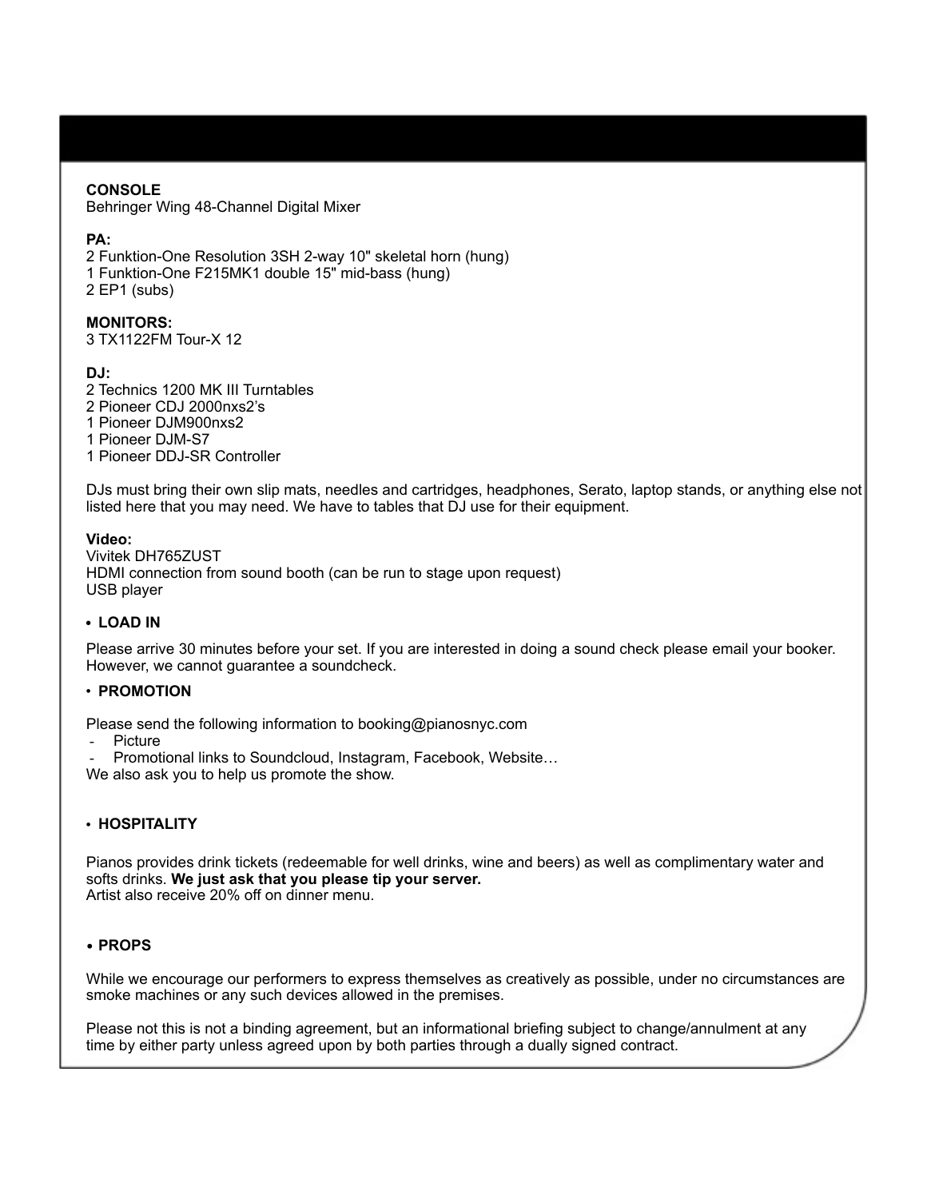**CONSOLE**
Behringer Wing 48-Channel Digital Mixer

**PA:**
2 Funktion-One Resolution 3SH 2-way 10" skeletal horn (hung)
1 Funktion-One F215MK1 double 15" mid-bass (hung)
2 EP1 (subs)

**MONITORS:**
3 TX1122FM Tour-X 12

**DJ:**
2 Technics 1200 MK III Turntables
2 Pioneer CDJ 2000nxs2's
1 Pioneer DJM900nxs2
1 Pioneer DJM-S7
1 Pioneer DDJ-SR Controller

DJs must bring their own slip mats, needles and cartridges, headphones, Serato, laptop stands, or anything else not listed here that you may need. We have to tables that DJ use for their equipment.

**Video:**
Vivitek DH765ZUST
HDMI connection from sound booth (can be run to stage upon request)
USB player

- **LOAD IN**

Please arrive 30 minutes before your set. If you are interested in doing a sound check please email your booker. However, we cannot guarantee a soundcheck.

- **PROMOTION**

Please send the following information to booking@pianosnyc.com
- Picture
- Promotional links to Soundcloud, Instagram, Facebook, Website…

We also ask you to help us promote the show.

- **HOSPITALITY**

Pianos provides drink tickets (redeemable for well drinks, wine and beers) as well as complimentary water and softs drinks. **We just ask that you please tip your server.**
Artist also receive 20% off on dinner menu.

- **PROPS**

While we encourage our performers to express themselves as creatively as possible, under no circumstances are smoke machines or any such devices allowed in the premises.

Please not this is not a binding agreement, but an informational briefing subject to change/annulment at any time by either party unless agreed upon by both parties through a dually signed contract.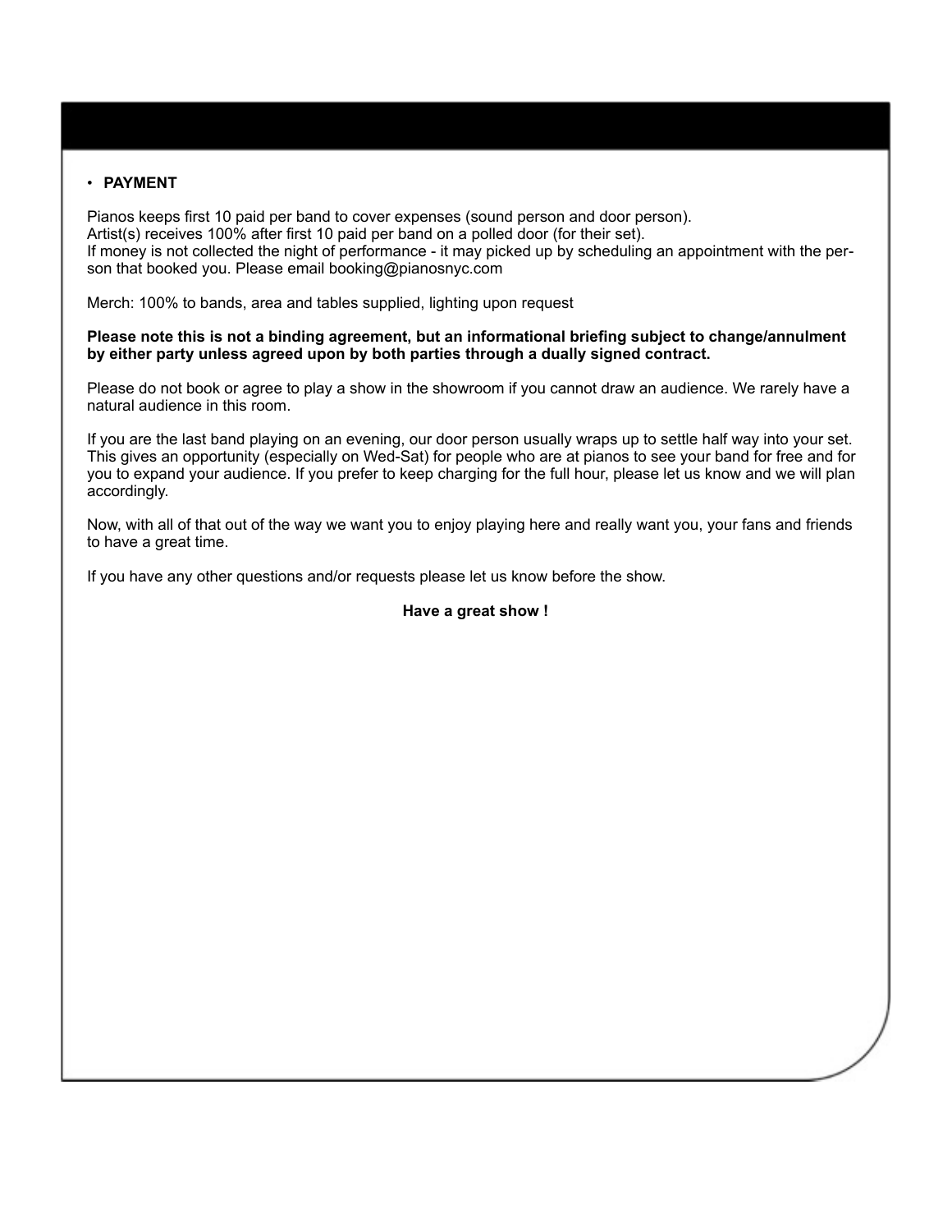- **PAYMENT**

Pianos keeps first 10 paid per band to cover expenses (sound person and door person).
Artist(s) receives 100% after first 10 paid per band on a polled door (for their set).
If money is not collected the night of performance - it may picked up by scheduling an appointment with the person that booked you. Please email booking@pianosnyc.com

Merch: 100% to bands, area and tables supplied, lighting upon request

**Please note this is not a binding agreement, but an informational briefing subject to change/annulment by either party unless agreed upon by both parties through a dually signed contract.**

Please do not book or agree to play a show in the showroom if you cannot draw an audience. We rarely have a natural audience in this room.

If you are the last band playing on an evening, our door person usually wraps up to settle half way into your set. This gives an opportunity (especially on Wed-Sat) for people who are at pianos to see your band for free and for you to expand your audience. If you prefer to keep charging for the full hour, please let us know and we will plan accordingly.

Now, with all of that out of the way we want you to enjoy playing here and really want you, your fans and friends to have a great time.

If you have any other questions and/or requests please let us know before the show.

**Have a great show !**